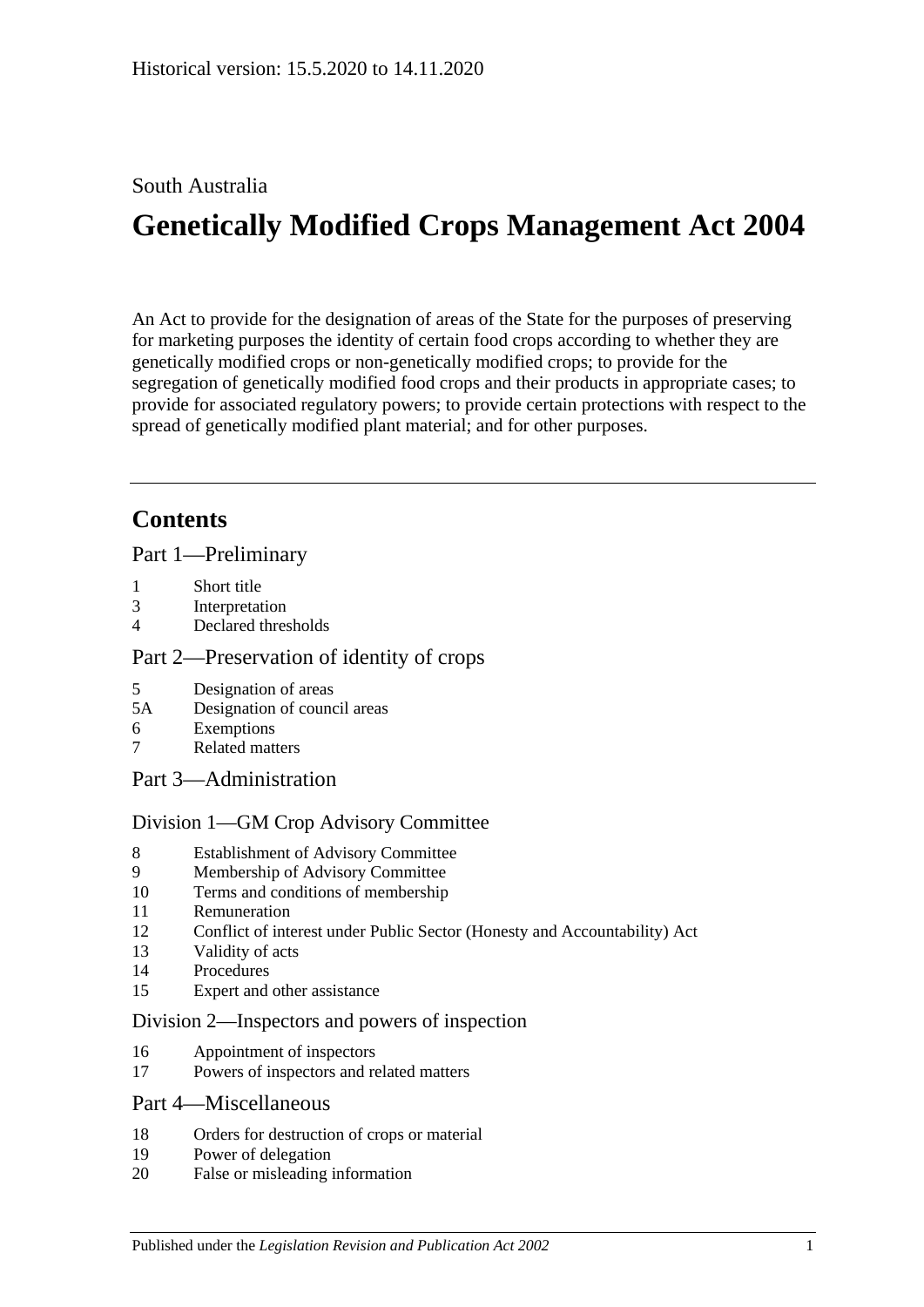Historical version: 15.5.2020 to 14.11.2020

South Australia

# Genetically Modified Crops Management Act 2004

An Act to provide for the designation of areas of the State for the purposes of preserving for marketing purposes the identity of certain food crops according to whether they are genetically modified crops or non-genetically modified crops; to provide for the segregation of genetically modified food crops and their products in appropriate cases; to provide for associated regulatory powers; to provide certain protections with respect to the spread of genetically modified plant material; and for other purposes.

## Contents

Part 1—Preliminary

1 Short title
3 Interpretation
4 Declared thresholds

Part 2—Preservation of identity of crops

5 Designation of areas
5A Designation of council areas
6 Exemptions
7 Related matters

Part 3—Administration

Division 1—GM Crop Advisory Committee

8 Establishment of Advisory Committee
9 Membership of Advisory Committee
10 Terms and conditions of membership
11 Remuneration
12 Conflict of interest under Public Sector (Honesty and Accountability) Act
13 Validity of acts
14 Procedures
15 Expert and other assistance

Division 2—Inspectors and powers of inspection

16 Appointment of inspectors
17 Powers of inspectors and related matters

Part 4—Miscellaneous

18 Orders for destruction of crops or material
19 Power of delegation
20 False or misleading information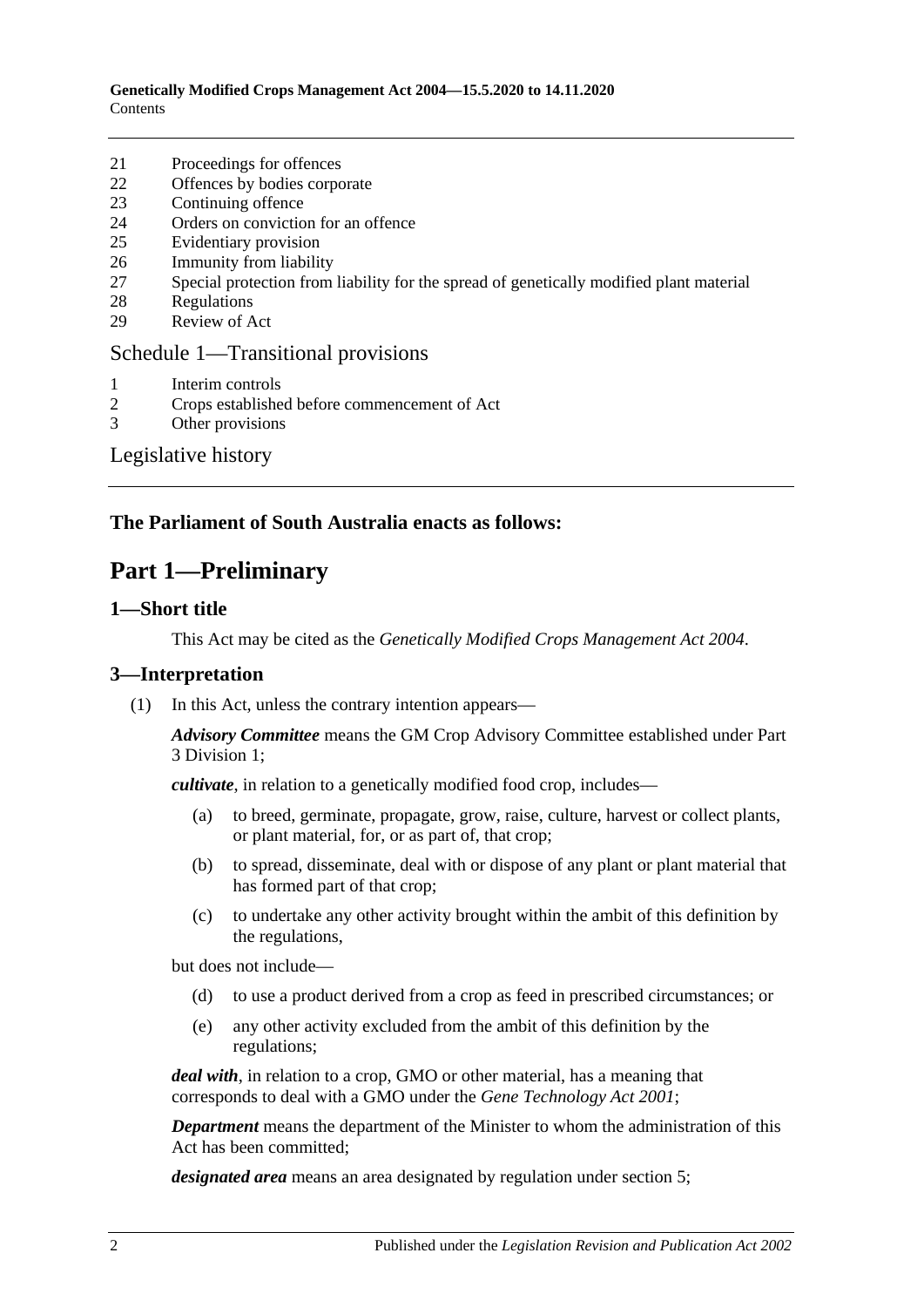21 Proceedings for offences
22 Offences by bodies corporate
23 Continuing offence
24 Orders on conviction for an offence
25 Evidentiary provision
26 Immunity from liability
27 Special protection from liability for the spread of genetically modified plant material
28 Regulations
29 Review of Act

Schedule 1—Transitional provisions

1 Interim controls
2 Crops established before commencement of Act
3 Other provisions

Legislative history

**The Parliament of South Australia enacts as follows:**

# Part 1—Preliminary

## 1—Short title

This Act may be cited as the *Genetically Modified Crops Management Act 2004*.

## 3—Interpretation

(1) In this Act, unless the contrary intention appears—

***Advisory Committee*** means the GM Crop Advisory Committee established under Part 3 Division 1;

***cultivate***, in relation to a genetically modified food crop, includes—

(a) to breed, germinate, propagate, grow, raise, culture, harvest or collect plants, or plant material, for, or as part of, that crop;

(b) to spread, disseminate, deal with or dispose of any plant or plant material that has formed part of that crop;

(c) to undertake any other activity brought within the ambit of this definition by the regulations,

but does not include—

(d) to use a product derived from a crop as feed in prescribed circumstances; or

(e) any other activity excluded from the ambit of this definition by the regulations;

***deal with***, in relation to a crop, GMO or other material, has a meaning that corresponds to deal with a GMO under the *Gene Technology Act 2001*;

***Department*** means the department of the Minister to whom the administration of this Act has been committed;

***designated area*** means an area designated by regulation under section 5;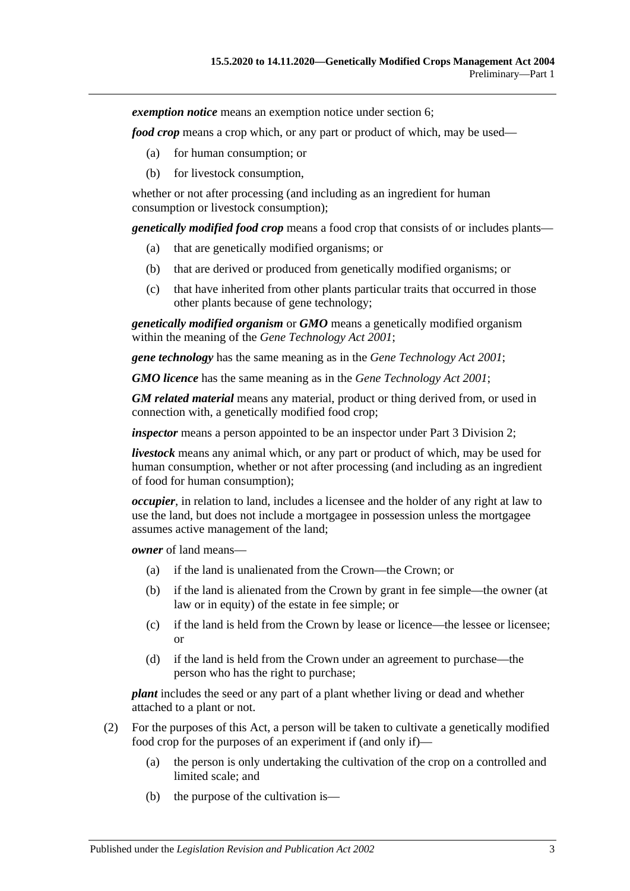***exemption notice*** means an exemption notice under section 6;

***food crop*** means a crop which, or any part or product of which, may be used—

- (a) for human consumption; or
- (b) for livestock consumption,

whether or not after processing (and including as an ingredient for human consumption or livestock consumption);

***genetically modified food crop*** means a food crop that consists of or includes plants—

- (a) that are genetically modified organisms; or
- (b) that are derived or produced from genetically modified organisms; or
- (c) that have inherited from other plants particular traits that occurred in those other plants because of gene technology;

***genetically modified organism*** or ***GMO*** means a genetically modified organism within the meaning of the *Gene Technology Act 2001*;

***gene technology*** has the same meaning as in the *Gene Technology Act 2001*;

***GMO licence*** has the same meaning as in the *Gene Technology Act 2001*;

***GM related material*** means any material, product or thing derived from, or used in connection with, a genetically modified food crop;

***inspector*** means a person appointed to be an inspector under Part 3 Division 2;

***livestock*** means any animal which, or any part or product of which, may be used for human consumption, whether or not after processing (and including as an ingredient of food for human consumption);

***occupier***, in relation to land, includes a licensee and the holder of any right at law to use the land, but does not include a mortgagee in possession unless the mortgagee assumes active management of the land;

***owner*** of land means—

- (a) if the land is unalienated from the Crown—the Crown; or
- (b) if the land is alienated from the Crown by grant in fee simple—the owner (at law or in equity) of the estate in fee simple; or
- (c) if the land is held from the Crown by lease or licence—the lessee or licensee; or
- (d) if the land is held from the Crown under an agreement to purchase—the person who has the right to purchase;

***plant*** includes the seed or any part of a plant whether living or dead and whether attached to a plant or not.

(2) For the purposes of this Act, a person will be taken to cultivate a genetically modified food crop for the purposes of an experiment if (and only if)—

- (a) the person is only undertaking the cultivation of the crop on a controlled and limited scale; and
- (b) the purpose of the cultivation is—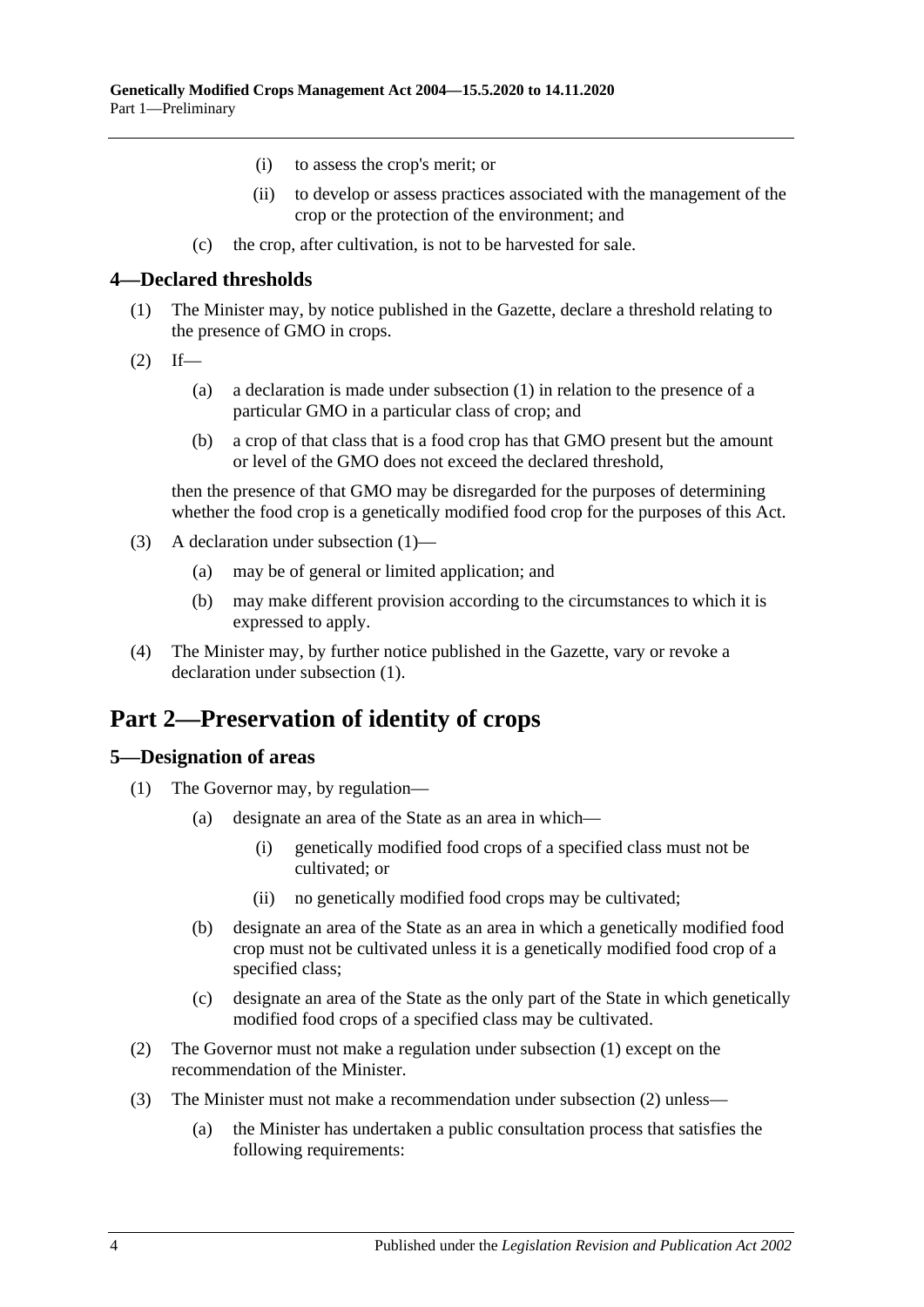(i) to assess the crop's merit; or

(ii) to develop or assess practices associated with the management of the crop or the protection of the environment; and

(c) the crop, after cultivation, is not to be harvested for sale.

## 4—Declared thresholds

(1) The Minister may, by notice published in the Gazette, declare a threshold relating to the presence of GMO in crops.

(2) If—

(a) a declaration is made under subsection (1) in relation to the presence of a particular GMO in a particular class of crop; and

(b) a crop of that class that is a food crop has that GMO present but the amount or level of the GMO does not exceed the declared threshold,

then the presence of that GMO may be disregarded for the purposes of determining whether the food crop is a genetically modified food crop for the purposes of this Act.

(3) A declaration under subsection (1)—

(a) may be of general or limited application; and

(b) may make different provision according to the circumstances to which it is expressed to apply.

(4) The Minister may, by further notice published in the Gazette, vary or revoke a declaration under subsection (1).

# Part 2—Preservation of identity of crops

## 5—Designation of areas

(1) The Governor may, by regulation—

(a) designate an area of the State as an area in which—

(i) genetically modified food crops of a specified class must not be cultivated; or

(ii) no genetically modified food crops may be cultivated;

(b) designate an area of the State as an area in which a genetically modified food crop must not be cultivated unless it is a genetically modified food crop of a specified class;

(c) designate an area of the State as the only part of the State in which genetically modified food crops of a specified class may be cultivated.

(2) The Governor must not make a regulation under subsection (1) except on the recommendation of the Minister.

(3) The Minister must not make a recommendation under subsection (2) unless—

(a) the Minister has undertaken a public consultation process that satisfies the following requirements: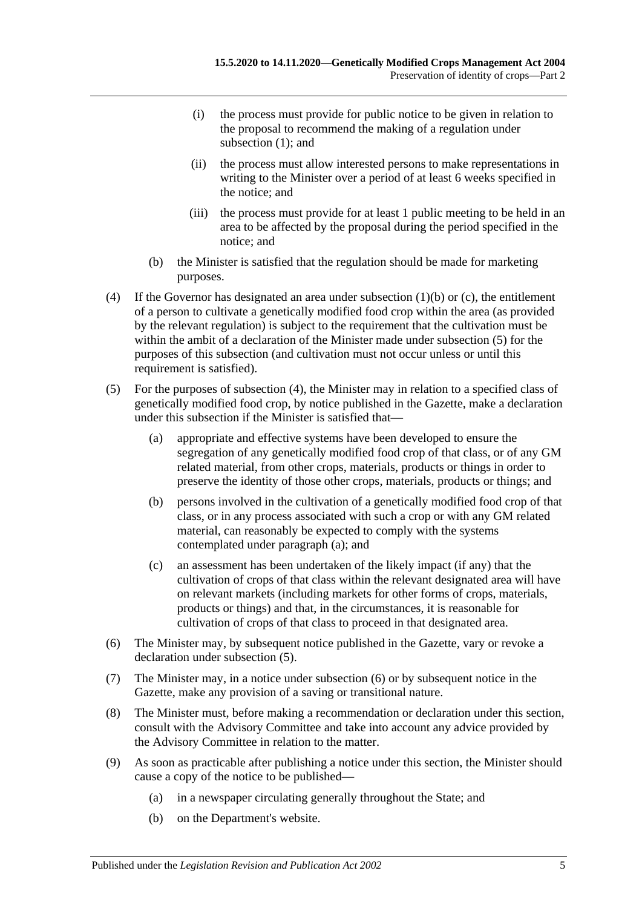(i) the process must provide for public notice to be given in relation to the proposal to recommend the making of a regulation under subsection (1); and

(ii) the process must allow interested persons to make representations in writing to the Minister over a period of at least 6 weeks specified in the notice; and

(iii) the process must provide for at least 1 public meeting to be held in an area to be affected by the proposal during the period specified in the notice; and

(b) the Minister is satisfied that the regulation should be made for marketing purposes.

(4) If the Governor has designated an area under subsection (1)(b) or (c), the entitlement of a person to cultivate a genetically modified food crop within the area (as provided by the relevant regulation) is subject to the requirement that the cultivation must be within the ambit of a declaration of the Minister made under subsection (5) for the purposes of this subsection (and cultivation must not occur unless or until this requirement is satisfied).

(5) For the purposes of subsection (4), the Minister may in relation to a specified class of genetically modified food crop, by notice published in the Gazette, make a declaration under this subsection if the Minister is satisfied that—

(a) appropriate and effective systems have been developed to ensure the segregation of any genetically modified food crop of that class, or of any GM related material, from other crops, materials, products or things in order to preserve the identity of those other crops, materials, products or things; and

(b) persons involved in the cultivation of a genetically modified food crop of that class, or in any process associated with such a crop or with any GM related material, can reasonably be expected to comply with the systems contemplated under paragraph (a); and

(c) an assessment has been undertaken of the likely impact (if any) that the cultivation of crops of that class within the relevant designated area will have on relevant markets (including markets for other forms of crops, materials, products or things) and that, in the circumstances, it is reasonable for cultivation of crops of that class to proceed in that designated area.

(6) The Minister may, by subsequent notice published in the Gazette, vary or revoke a declaration under subsection (5).

(7) The Minister may, in a notice under subsection (6) or by subsequent notice in the Gazette, make any provision of a saving or transitional nature.

(8) The Minister must, before making a recommendation or declaration under this section, consult with the Advisory Committee and take into account any advice provided by the Advisory Committee in relation to the matter.

(9) As soon as practicable after publishing a notice under this section, the Minister should cause a copy of the notice to be published—

(a) in a newspaper circulating generally throughout the State; and

(b) on the Department's website.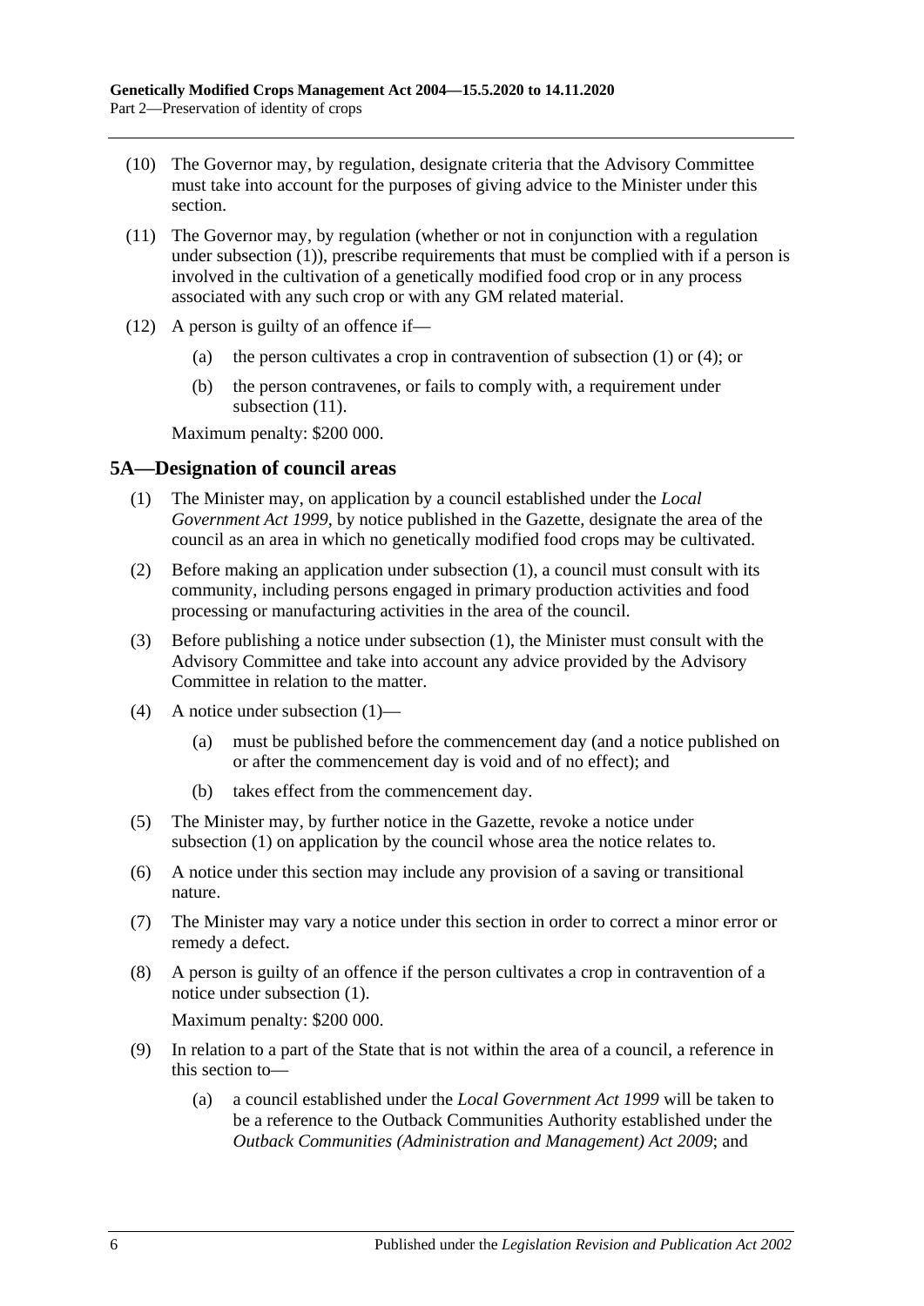(10) The Governor may, by regulation, designate criteria that the Advisory Committee must take into account for the purposes of giving advice to the Minister under this section.

(11) The Governor may, by regulation (whether or not in conjunction with a regulation under subsection (1)), prescribe requirements that must be complied with if a person is involved in the cultivation of a genetically modified food crop or in any process associated with any such crop or with any GM related material.

(12) A person is guilty of an offence if—

- (a) the person cultivates a crop in contravention of subsection (1) or (4); or
- (b) the person contravenes, or fails to comply with, a requirement under subsection (11).

Maximum penalty: $200 000.

## 5A—Designation of council areas

(1) The Minister may, on application by a council established under the *Local Government Act 1999*, by notice published in the Gazette, designate the area of the council as an area in which no genetically modified food crops may be cultivated.

(2) Before making an application under subsection (1), a council must consult with its community, including persons engaged in primary production activities and food processing or manufacturing activities in the area of the council.

(3) Before publishing a notice under subsection (1), the Minister must consult with the Advisory Committee and take into account any advice provided by the Advisory Committee in relation to the matter.

(4) A notice under subsection (1)—

- (a) must be published before the commencement day (and a notice published on or after the commencement day is void and of no effect); and
- (b) takes effect from the commencement day.

(5) The Minister may, by further notice in the Gazette, revoke a notice under subsection (1) on application by the council whose area the notice relates to.

(6) A notice under this section may include any provision of a saving or transitional nature.

(7) The Minister may vary a notice under this section in order to correct a minor error or remedy a defect.

(8) A person is guilty of an offence if the person cultivates a crop in contravention of a notice under subsection (1).

Maximum penalty: $200 000.

(9) In relation to a part of the State that is not within the area of a council, a reference in this section to—

- (a) a council established under the *Local Government Act 1999* will be taken to be a reference to the Outback Communities Authority established under the *Outback Communities (Administration and Management) Act 2009*; and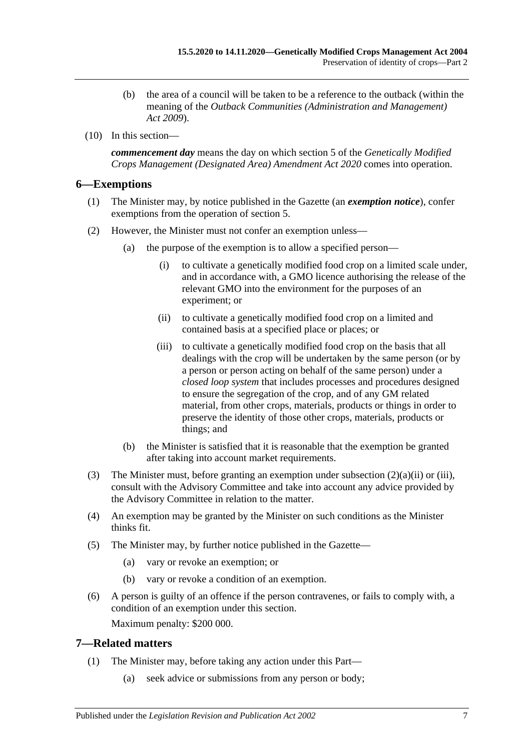(b) the area of a council will be taken to be a reference to the outback (within the meaning of the *Outback Communities (Administration and Management) Act 2009*).

(10) In this section—

***commencement day*** means the day on which section 5 of the *Genetically Modified Crops Management (Designated Area) Amendment Act 2020* comes into operation.

## 6—Exemptions

(1) The Minister may, by notice published in the Gazette (an ***exemption notice***), confer exemptions from the operation of section 5.

(2) However, the Minister must not confer an exemption unless—

(a) the purpose of the exemption is to allow a specified person—

(i) to cultivate a genetically modified food crop on a limited scale under, and in accordance with, a GMO licence authorising the release of the relevant GMO into the environment for the purposes of an experiment; or

(ii) to cultivate a genetically modified food crop on a limited and contained basis at a specified place or places; or

(iii) to cultivate a genetically modified food crop on the basis that all dealings with the crop will be undertaken by the same person (or by a person or person acting on behalf of the same person) under a *closed loop system* that includes processes and procedures designed to ensure the segregation of the crop, and of any GM related material, from other crops, materials, products or things in order to preserve the identity of those other crops, materials, products or things; and

(b) the Minister is satisfied that it is reasonable that the exemption be granted after taking into account market requirements.

(3) The Minister must, before granting an exemption under subsection (2)(a)(ii) or (iii), consult with the Advisory Committee and take into account any advice provided by the Advisory Committee in relation to the matter.

(4) An exemption may be granted by the Minister on such conditions as the Minister thinks fit.

(5) The Minister may, by further notice published in the Gazette—

(a) vary or revoke an exemption; or

(b) vary or revoke a condition of an exemption.

(6) A person is guilty of an offence if the person contravenes, or fails to comply with, a condition of an exemption under this section.

Maximum penalty: $200 000.

## 7—Related matters

(1) The Minister may, before taking any action under this Part—

(a) seek advice or submissions from any person or body;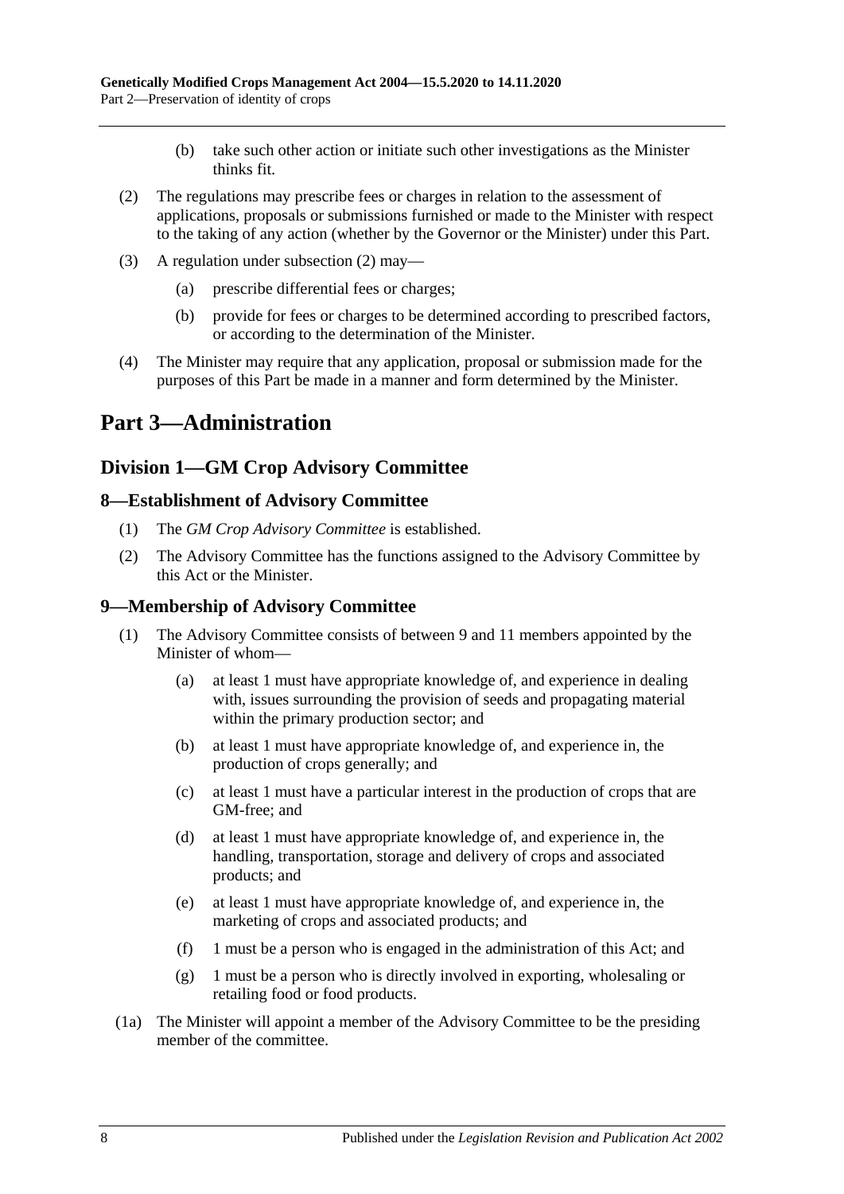(b) take such other action or initiate such other investigations as the Minister thinks fit.

(2) The regulations may prescribe fees or charges in relation to the assessment of applications, proposals or submissions furnished or made to the Minister with respect to the taking of any action (whether by the Governor or the Minister) under this Part.

(3) A regulation under subsection (2) may—

(a) prescribe differential fees or charges;

(b) provide for fees or charges to be determined according to prescribed factors, or according to the determination of the Minister.

(4) The Minister may require that any application, proposal or submission made for the purposes of this Part be made in a manner and form determined by the Minister.

# Part 3—Administration

## Division 1—GM Crop Advisory Committee

### 8—Establishment of Advisory Committee

(1) The *GM Crop Advisory Committee* is established.

(2) The Advisory Committee has the functions assigned to the Advisory Committee by this Act or the Minister.

### 9—Membership of Advisory Committee

(1) The Advisory Committee consists of between 9 and 11 members appointed by the Minister of whom—

(a) at least 1 must have appropriate knowledge of, and experience in dealing with, issues surrounding the provision of seeds and propagating material within the primary production sector; and

(b) at least 1 must have appropriate knowledge of, and experience in, the production of crops generally; and

(c) at least 1 must have a particular interest in the production of crops that are GM-free; and

(d) at least 1 must have appropriate knowledge of, and experience in, the handling, transportation, storage and delivery of crops and associated products; and

(e) at least 1 must have appropriate knowledge of, and experience in, the marketing of crops and associated products; and

(f) 1 must be a person who is engaged in the administration of this Act; and

(g) 1 must be a person who is directly involved in exporting, wholesaling or retailing food or food products.

(1a) The Minister will appoint a member of the Advisory Committee to be the presiding member of the committee.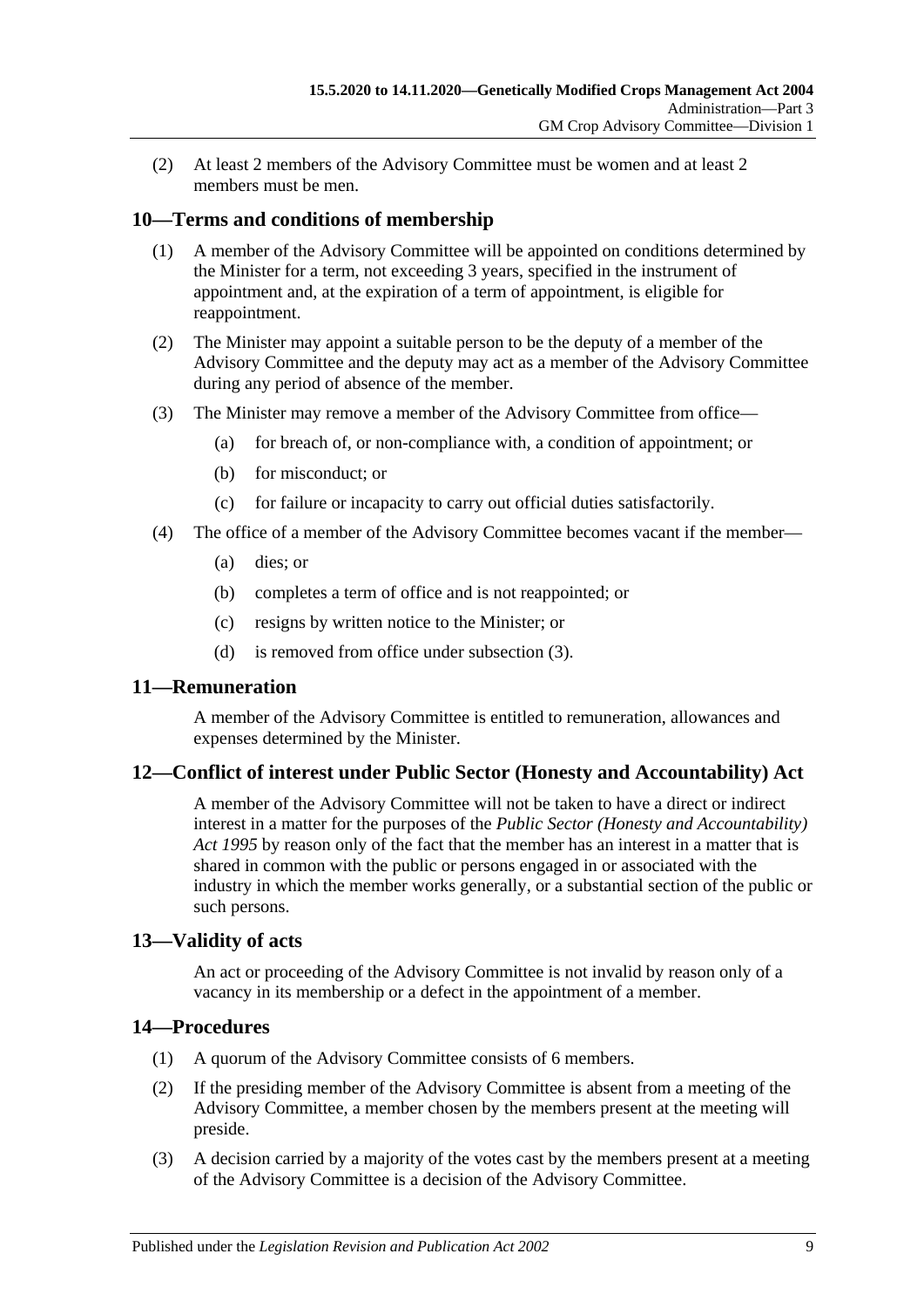(2) At least 2 members of the Advisory Committee must be women and at least 2 members must be men.

## 10—Terms and conditions of membership

(1) A member of the Advisory Committee will be appointed on conditions determined by the Minister for a term, not exceeding 3 years, specified in the instrument of appointment and, at the expiration of a term of appointment, is eligible for reappointment.

(2) The Minister may appoint a suitable person to be the deputy of a member of the Advisory Committee and the deputy may act as a member of the Advisory Committee during any period of absence of the member.

(3) The Minister may remove a member of the Advisory Committee from office—

- (a) for breach of, or non-compliance with, a condition of appointment; or
- (b) for misconduct; or
- (c) for failure or incapacity to carry out official duties satisfactorily.

(4) The office of a member of the Advisory Committee becomes vacant if the member—

- (a) dies; or
- (b) completes a term of office and is not reappointed; or
- (c) resigns by written notice to the Minister; or
- (d) is removed from office under subsection (3).

## 11—Remuneration

A member of the Advisory Committee is entitled to remuneration, allowances and expenses determined by the Minister.

## 12—Conflict of interest under Public Sector (Honesty and Accountability) Act

A member of the Advisory Committee will not be taken to have a direct or indirect interest in a matter for the purposes of the *Public Sector (Honesty and Accountability) Act 1995* by reason only of the fact that the member has an interest in a matter that is shared in common with the public or persons engaged in or associated with the industry in which the member works generally, or a substantial section of the public or such persons.

## 13—Validity of acts

An act or proceeding of the Advisory Committee is not invalid by reason only of a vacancy in its membership or a defect in the appointment of a member.

## 14—Procedures

(1) A quorum of the Advisory Committee consists of 6 members.

(2) If the presiding member of the Advisory Committee is absent from a meeting of the Advisory Committee, a member chosen by the members present at the meeting will preside.

(3) A decision carried by a majority of the votes cast by the members present at a meeting of the Advisory Committee is a decision of the Advisory Committee.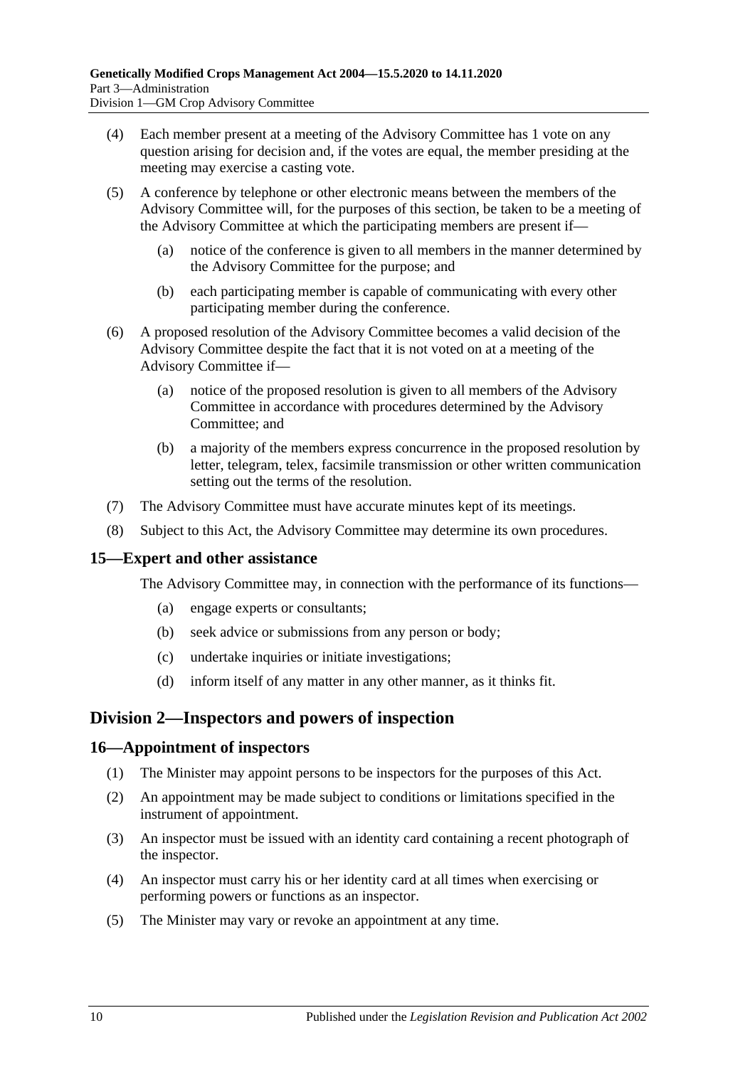(4) Each member present at a meeting of the Advisory Committee has 1 vote on any question arising for decision and, if the votes are equal, the member presiding at the meeting may exercise a casting vote.

(5) A conference by telephone or other electronic means between the members of the Advisory Committee will, for the purposes of this section, be taken to be a meeting of the Advisory Committee at which the participating members are present if—

(a) notice of the conference is given to all members in the manner determined by the Advisory Committee for the purpose; and

(b) each participating member is capable of communicating with every other participating member during the conference.

(6) A proposed resolution of the Advisory Committee becomes a valid decision of the Advisory Committee despite the fact that it is not voted on at a meeting of the Advisory Committee if—

(a) notice of the proposed resolution is given to all members of the Advisory Committee in accordance with procedures determined by the Advisory Committee; and

(b) a majority of the members express concurrence in the proposed resolution by letter, telegram, telex, facsimile transmission or other written communication setting out the terms of the resolution.

(7) The Advisory Committee must have accurate minutes kept of its meetings.

(8) Subject to this Act, the Advisory Committee may determine its own procedures.

### 15—Expert and other assistance

The Advisory Committee may, in connection with the performance of its functions—

(a) engage experts or consultants;

(b) seek advice or submissions from any person or body;

(c) undertake inquiries or initiate investigations;

(d) inform itself of any matter in any other manner, as it thinks fit.

## Division 2—Inspectors and powers of inspection

### 16—Appointment of inspectors

(1) The Minister may appoint persons to be inspectors for the purposes of this Act.

(2) An appointment may be made subject to conditions or limitations specified in the instrument of appointment.

(3) An inspector must be issued with an identity card containing a recent photograph of the inspector.

(4) An inspector must carry his or her identity card at all times when exercising or performing powers or functions as an inspector.

(5) The Minister may vary or revoke an appointment at any time.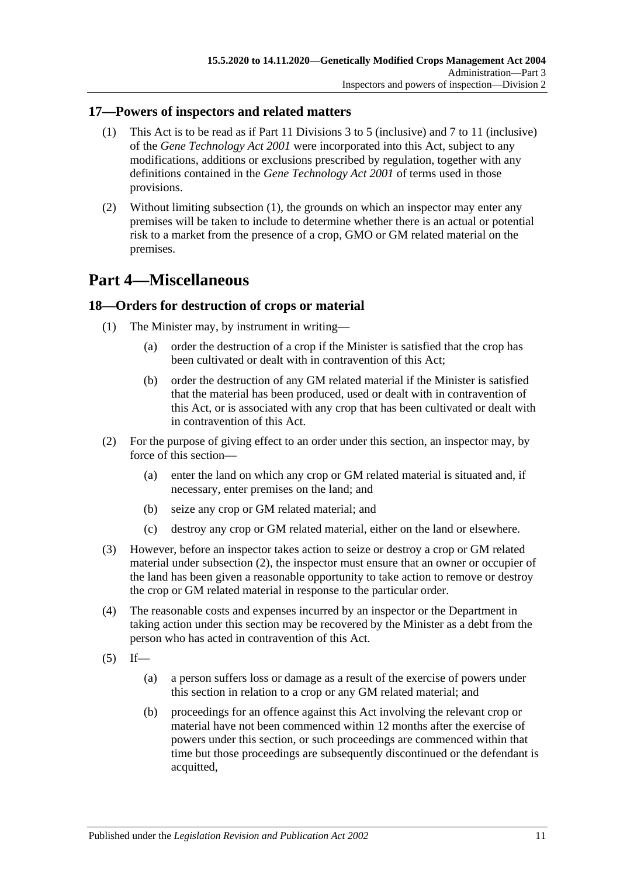## 17—Powers of inspectors and related matters

(1) This Act is to be read as if Part 11 Divisions 3 to 5 (inclusive) and 7 to 11 (inclusive) of the *Gene Technology Act 2001* were incorporated into this Act, subject to any modifications, additions or exclusions prescribed by regulation, together with any definitions contained in the *Gene Technology Act 2001* of terms used in those provisions.

(2) Without limiting subsection (1), the grounds on which an inspector may enter any premises will be taken to include to determine whether there is an actual or potential risk to a market from the presence of a crop, GMO or GM related material on the premises.

# Part 4—Miscellaneous

## 18—Orders for destruction of crops or material

(1) The Minister may, by instrument in writing—

(a) order the destruction of a crop if the Minister is satisfied that the crop has been cultivated or dealt with in contravention of this Act;

(b) order the destruction of any GM related material if the Minister is satisfied that the material has been produced, used or dealt with in contravention of this Act, or is associated with any crop that has been cultivated or dealt with in contravention of this Act.

(2) For the purpose of giving effect to an order under this section, an inspector may, by force of this section—

(a) enter the land on which any crop or GM related material is situated and, if necessary, enter premises on the land; and

(b) seize any crop or GM related material; and

(c) destroy any crop or GM related material, either on the land or elsewhere.

(3) However, before an inspector takes action to seize or destroy a crop or GM related material under subsection (2), the inspector must ensure that an owner or occupier of the land has been given a reasonable opportunity to take action to remove or destroy the crop or GM related material in response to the particular order.

(4) The reasonable costs and expenses incurred by an inspector or the Department in taking action under this section may be recovered by the Minister as a debt from the person who has acted in contravention of this Act.

(5) If—

(a) a person suffers loss or damage as a result of the exercise of powers under this section in relation to a crop or any GM related material; and

(b) proceedings for an offence against this Act involving the relevant crop or material have not been commenced within 12 months after the exercise of powers under this section, or such proceedings are commenced within that time but those proceedings are subsequently discontinued or the defendant is acquitted,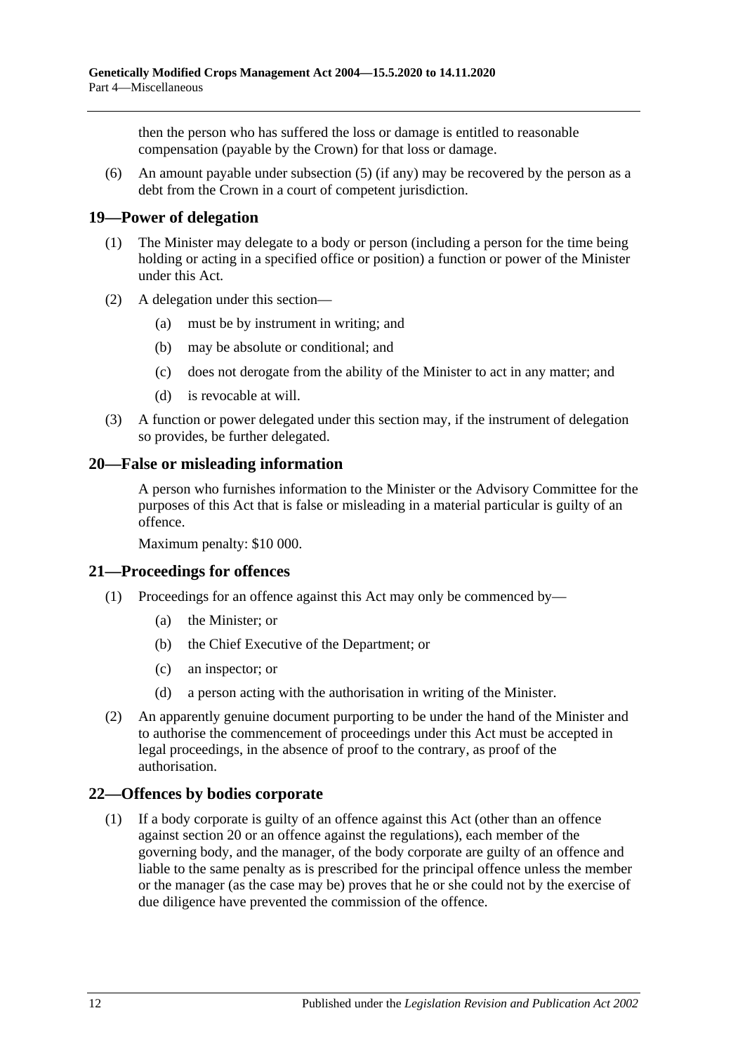then the person who has suffered the loss or damage is entitled to reasonable compensation (payable by the Crown) for that loss or damage.

(6) An amount payable under subsection (5) (if any) may be recovered by the person as a debt from the Crown in a court of competent jurisdiction.

## 19—Power of delegation

(1) The Minister may delegate to a body or person (including a person for the time being holding or acting in a specified office or position) a function or power of the Minister under this Act.

(2) A delegation under this section—

(a) must be by instrument in writing; and

(b) may be absolute or conditional; and

(c) does not derogate from the ability of the Minister to act in any matter; and

(d) is revocable at will.

(3) A function or power delegated under this section may, if the instrument of delegation so provides, be further delegated.

## 20—False or misleading information

A person who furnishes information to the Minister or the Advisory Committee for the purposes of this Act that is false or misleading in a material particular is guilty of an offence.

Maximum penalty: $10 000.

## 21—Proceedings for offences

(1) Proceedings for an offence against this Act may only be commenced by—

(a) the Minister; or

(b) the Chief Executive of the Department; or

(c) an inspector; or

(d) a person acting with the authorisation in writing of the Minister.

(2) An apparently genuine document purporting to be under the hand of the Minister and to authorise the commencement of proceedings under this Act must be accepted in legal proceedings, in the absence of proof to the contrary, as proof of the authorisation.

## 22—Offences by bodies corporate

(1) If a body corporate is guilty of an offence against this Act (other than an offence against section 20 or an offence against the regulations), each member of the governing body, and the manager, of the body corporate are guilty of an offence and liable to the same penalty as is prescribed for the principal offence unless the member or the manager (as the case may be) proves that he or she could not by the exercise of due diligence have prevented the commission of the offence.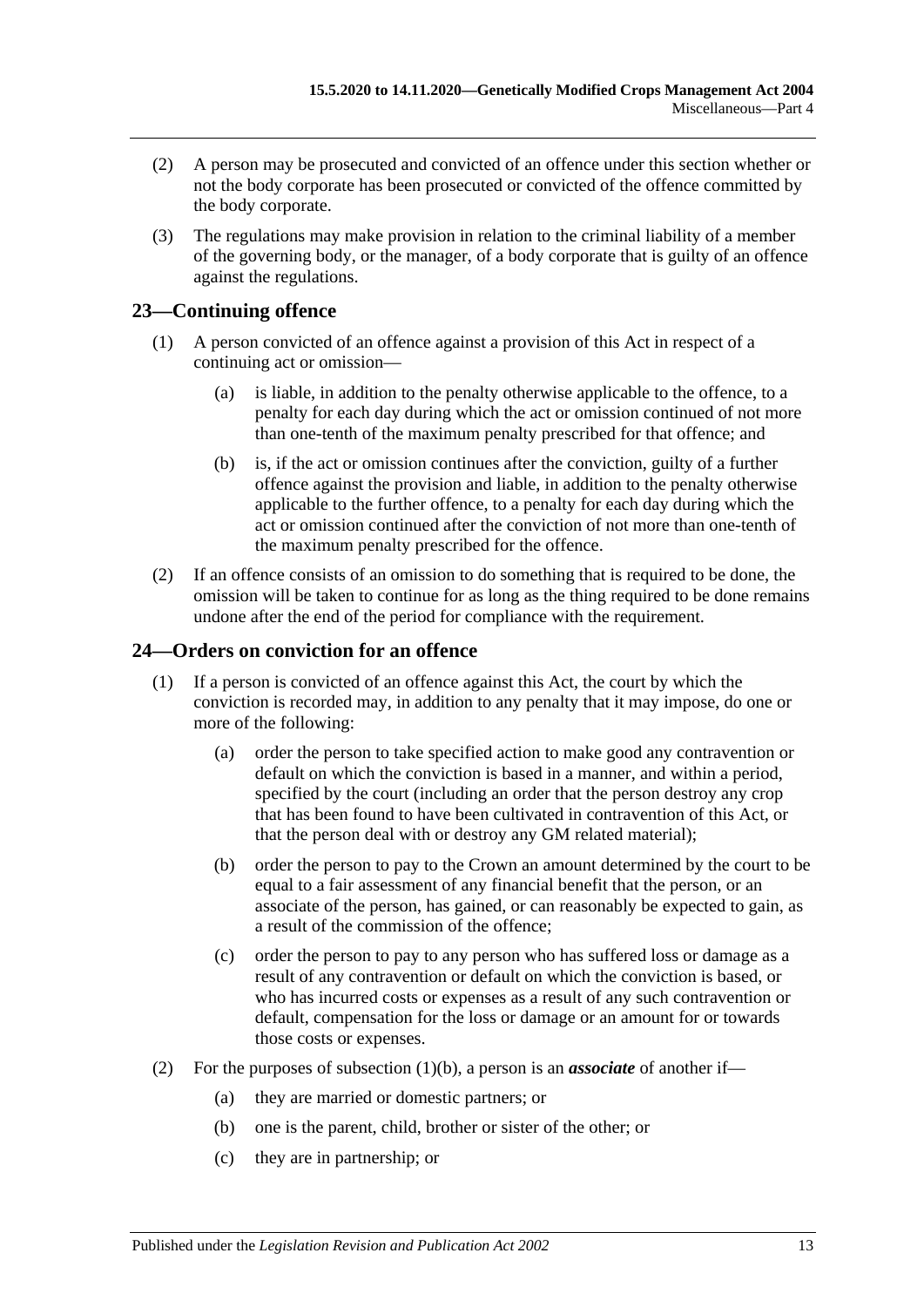(2) A person may be prosecuted and convicted of an offence under this section whether or not the body corporate has been prosecuted or convicted of the offence committed by the body corporate.

(3) The regulations may make provision in relation to the criminal liability of a member of the governing body, or the manager, of a body corporate that is guilty of an offence against the regulations.

## 23—Continuing offence

(1) A person convicted of an offence against a provision of this Act in respect of a continuing act or omission—

(a) is liable, in addition to the penalty otherwise applicable to the offence, to a penalty for each day during which the act or omission continued of not more than one-tenth of the maximum penalty prescribed for that offence; and

(b) is, if the act or omission continues after the conviction, guilty of a further offence against the provision and liable, in addition to the penalty otherwise applicable to the further offence, to a penalty for each day during which the act or omission continued after the conviction of not more than one-tenth of the maximum penalty prescribed for the offence.

(2) If an offence consists of an omission to do something that is required to be done, the omission will be taken to continue for as long as the thing required to be done remains undone after the end of the period for compliance with the requirement.

## 24—Orders on conviction for an offence

(1) If a person is convicted of an offence against this Act, the court by which the conviction is recorded may, in addition to any penalty that it may impose, do one or more of the following:

(a) order the person to take specified action to make good any contravention or default on which the conviction is based in a manner, and within a period, specified by the court (including an order that the person destroy any crop that has been found to have been cultivated in contravention of this Act, or that the person deal with or destroy any GM related material);

(b) order the person to pay to the Crown an amount determined by the court to be equal to a fair assessment of any financial benefit that the person, or an associate of the person, has gained, or can reasonably be expected to gain, as a result of the commission of the offence;

(c) order the person to pay to any person who has suffered loss or damage as a result of any contravention or default on which the conviction is based, or who has incurred costs or expenses as a result of any such contravention or default, compensation for the loss or damage or an amount for or towards those costs or expenses.

(2) For the purposes of subsection (1)(b), a person is an ***associate*** of another if—

(a) they are married or domestic partners; or

(b) one is the parent, child, brother or sister of the other; or

(c) they are in partnership; or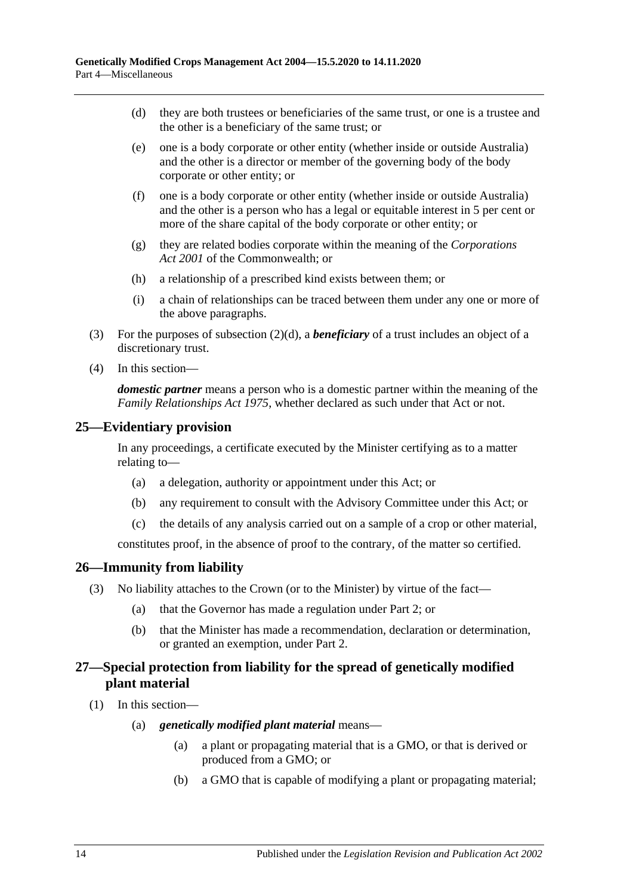(d) they are both trustees or beneficiaries of the same trust, or one is a trustee and the other is a beneficiary of the same trust; or

(e) one is a body corporate or other entity (whether inside or outside Australia) and the other is a director or member of the governing body of the body corporate or other entity; or

(f) one is a body corporate or other entity (whether inside or outside Australia) and the other is a person who has a legal or equitable interest in 5 per cent or more of the share capital of the body corporate or other entity; or

(g) they are related bodies corporate within the meaning of the *Corporations Act 2001* of the Commonwealth; or

(h) a relationship of a prescribed kind exists between them; or

(i) a chain of relationships can be traced between them under any one or more of the above paragraphs.

(3) For the purposes of subsection (2)(d), a ***beneficiary*** of a trust includes an object of a discretionary trust.

(4) In this section—

***domestic partner*** means a person who is a domestic partner within the meaning of the *Family Relationships Act 1975*, whether declared as such under that Act or not.

## 25—Evidentiary provision

In any proceedings, a certificate executed by the Minister certifying as to a matter relating to—

(a) a delegation, authority or appointment under this Act; or

(b) any requirement to consult with the Advisory Committee under this Act; or

(c) the details of any analysis carried out on a sample of a crop or other material,

constitutes proof, in the absence of proof to the contrary, of the matter so certified.

## 26—Immunity from liability

(3) No liability attaches to the Crown (or to the Minister) by virtue of the fact—

(a) that the Governor has made a regulation under Part 2; or

(b) that the Minister has made a recommendation, declaration or determination, or granted an exemption, under Part 2.

## 27—Special protection from liability for the spread of genetically modified plant material

(1) In this section—

(a) ***genetically modified plant material*** means—

(a) a plant or propagating material that is a GMO, or that is derived or produced from a GMO; or

(b) a GMO that is capable of modifying a plant or propagating material;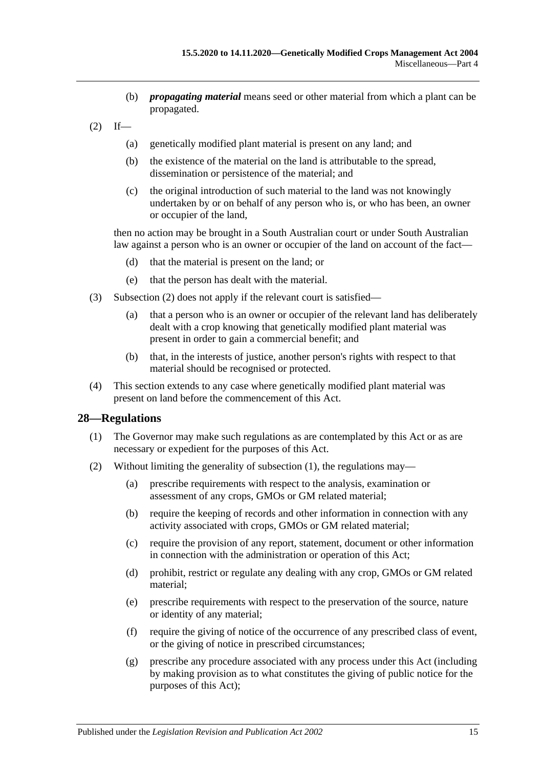(b) ***propagating material*** means seed or other material from which a plant can be propagated.

(2) If—

(a) genetically modified plant material is present on any land; and

(b) the existence of the material on the land is attributable to the spread, dissemination or persistence of the material; and

(c) the original introduction of such material to the land was not knowingly undertaken by or on behalf of any person who is, or who has been, an owner or occupier of the land,

then no action may be brought in a South Australian court or under South Australian law against a person who is an owner or occupier of the land on account of the fact—

(d) that the material is present on the land; or

(e) that the person has dealt with the material.

(3) Subsection (2) does not apply if the relevant court is satisfied—

(a) that a person who is an owner or occupier of the relevant land has deliberately dealt with a crop knowing that genetically modified plant material was present in order to gain a commercial benefit; and

(b) that, in the interests of justice, another person's rights with respect to that material should be recognised or protected.

(4) This section extends to any case where genetically modified plant material was present on land before the commencement of this Act.

## 28—Regulations

(1) The Governor may make such regulations as are contemplated by this Act or as are necessary or expedient for the purposes of this Act.

(2) Without limiting the generality of subsection (1), the regulations may—

(a) prescribe requirements with respect to the analysis, examination or assessment of any crops, GMOs or GM related material;

(b) require the keeping of records and other information in connection with any activity associated with crops, GMOs or GM related material;

(c) require the provision of any report, statement, document or other information in connection with the administration or operation of this Act;

(d) prohibit, restrict or regulate any dealing with any crop, GMOs or GM related material;

(e) prescribe requirements with respect to the preservation of the source, nature or identity of any material;

(f) require the giving of notice of the occurrence of any prescribed class of event, or the giving of notice in prescribed circumstances;

(g) prescribe any procedure associated with any process under this Act (including by making provision as to what constitutes the giving of public notice for the purposes of this Act);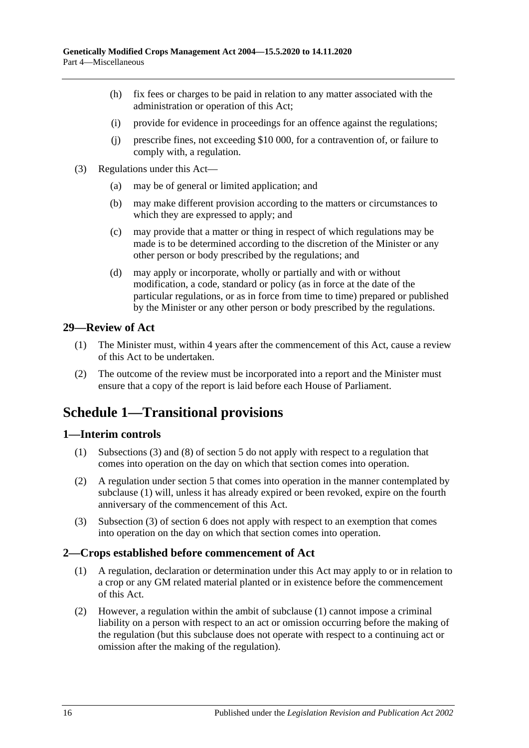(h) fix fees or charges to be paid in relation to any matter associated with the administration or operation of this Act;

(i) provide for evidence in proceedings for an offence against the regulations;

(j) prescribe fines, not exceeding $10 000, for a contravention of, or failure to comply with, a regulation.

(3) Regulations under this Act—

(a) may be of general or limited application; and

(b) may make different provision according to the matters or circumstances to which they are expressed to apply; and

(c) may provide that a matter or thing in respect of which regulations may be made is to be determined according to the discretion of the Minister or any other person or body prescribed by the regulations; and

(d) may apply or incorporate, wholly or partially and with or without modification, a code, standard or policy (as in force at the date of the particular regulations, or as in force from time to time) prepared or published by the Minister or any other person or body prescribed by the regulations.

### 29—Review of Act

(1) The Minister must, within 4 years after the commencement of this Act, cause a review of this Act to be undertaken.

(2) The outcome of the review must be incorporated into a report and the Minister must ensure that a copy of the report is laid before each House of Parliament.

## Schedule 1—Transitional provisions

### 1—Interim controls

(1) Subsections (3) and (8) of section 5 do not apply with respect to a regulation that comes into operation on the day on which that section comes into operation.

(2) A regulation under section 5 that comes into operation in the manner contemplated by subclause (1) will, unless it has already expired or been revoked, expire on the fourth anniversary of the commencement of this Act.

(3) Subsection (3) of section 6 does not apply with respect to an exemption that comes into operation on the day on which that section comes into operation.

### 2—Crops established before commencement of Act

(1) A regulation, declaration or determination under this Act may apply to or in relation to a crop or any GM related material planted or in existence before the commencement of this Act.

(2) However, a regulation within the ambit of subclause (1) cannot impose a criminal liability on a person with respect to an act or omission occurring before the making of the regulation (but this subclause does not operate with respect to a continuing act or omission after the making of the regulation).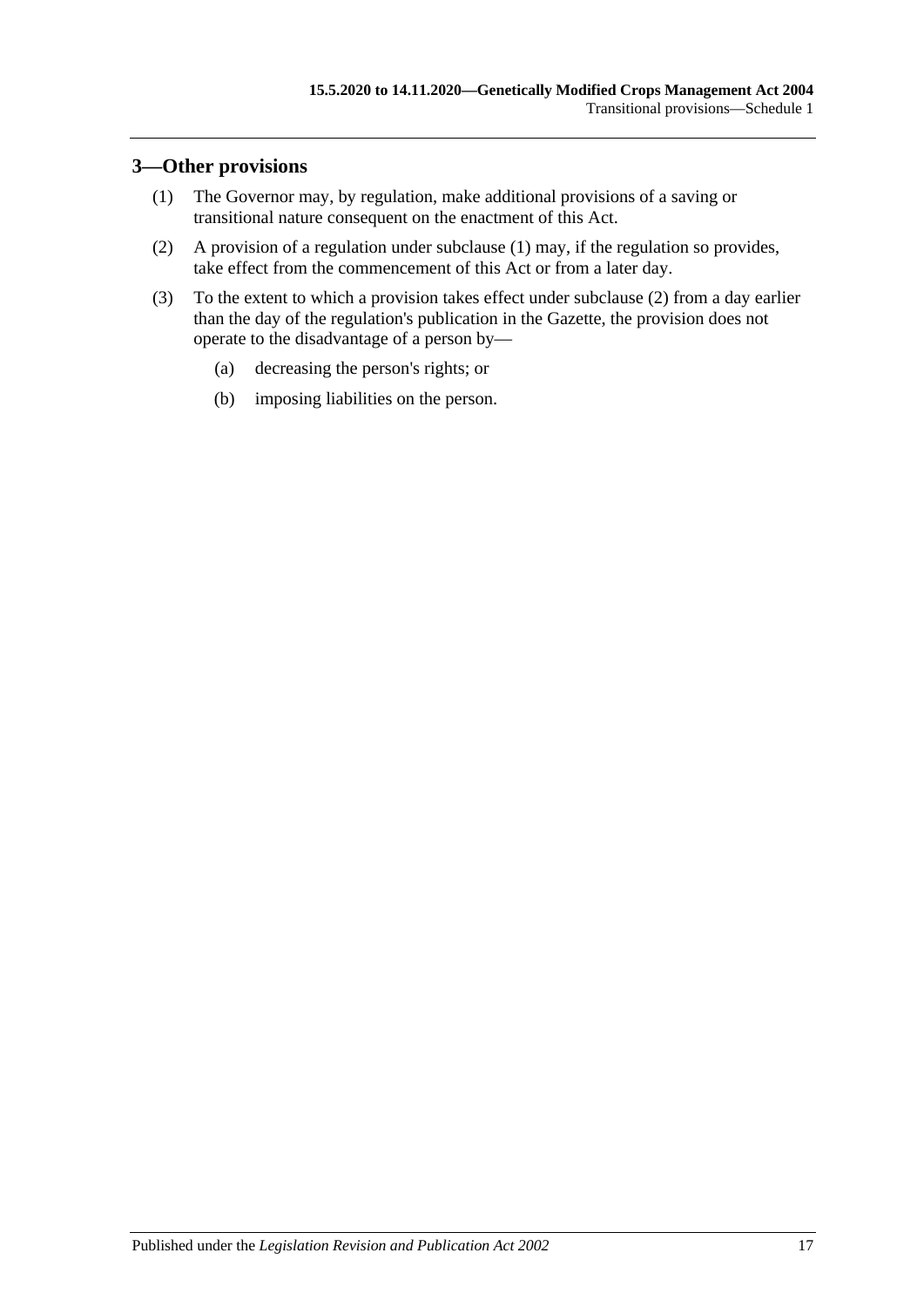## 3—Other provisions

(1) The Governor may, by regulation, make additional provisions of a saving or transitional nature consequent on the enactment of this Act.

(2) A provision of a regulation under subclause (1) may, if the regulation so provides, take effect from the commencement of this Act or from a later day.

(3) To the extent to which a provision takes effect under subclause (2) from a day earlier than the day of the regulation's publication in the Gazette, the provision does not operate to the disadvantage of a person by—

(a) decreasing the person's rights; or

(b) imposing liabilities on the person.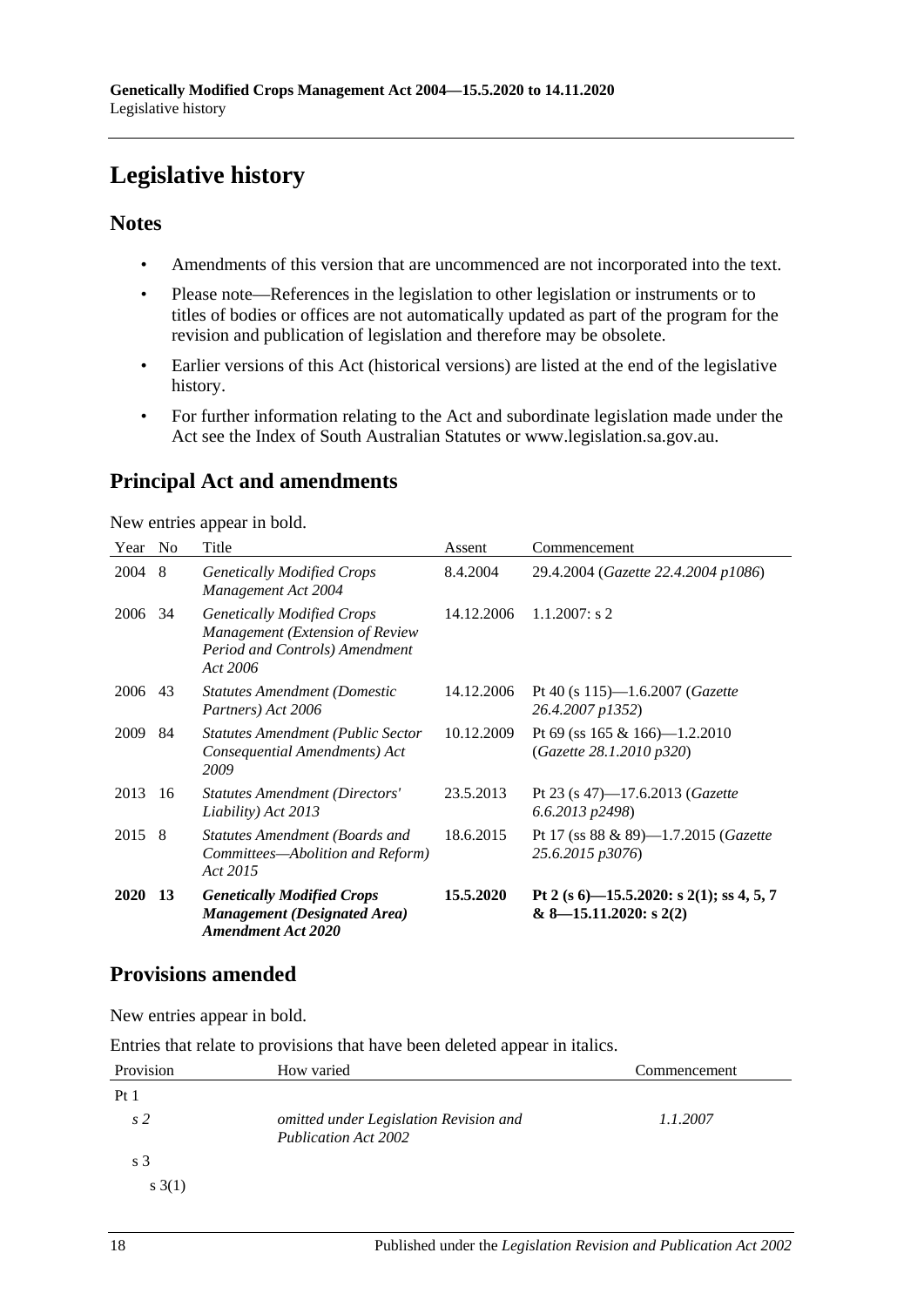# Legislative history

## Notes

- Amendments of this version that are uncommenced are not incorporated into the text.
- Please note—References in the legislation to other legislation or instruments or to titles of bodies or offices are not automatically updated as part of the program for the revision and publication of legislation and therefore may be obsolete.
- Earlier versions of this Act (historical versions) are listed at the end of the legislative history.
- For further information relating to the Act and subordinate legislation made under the Act see the Index of South Australian Statutes or www.legislation.sa.gov.au.

## Principal Act and amendments

New entries appear in bold.

| Year | No | Title | Assent | Commencement |
|---|---|---|---|---|
| 2004 | 8 | *Genetically Modified Crops Management Act 2004* | 8.4.2004 | 29.4.2004 (*Gazette 22.4.2004 p1086*) |
| 2006 | 34 | *Genetically Modified Crops Management (Extension of Review Period and Controls) Amendment Act 2006* | 14.12.2006 | 1.1.2007: s 2 |
| 2006 | 43 | *Statutes Amendment (Domestic Partners) Act 2006* | 14.12.2006 | Pt 40 (s 115)—1.6.2007 (*Gazette 26.4.2007 p1352*) |
| 2009 | 84 | *Statutes Amendment (Public Sector Consequential Amendments) Act 2009* | 10.12.2009 | Pt 69 (ss 165 & 166)—1.2.2010 (*Gazette 28.1.2010 p320*) |
| 2013 | 16 | *Statutes Amendment (Directors' Liability) Act 2013* | 23.5.2013 | Pt 23 (s 47)—17.6.2013 (*Gazette 6.6.2013 p2498*) |
| 2015 | 8 | *Statutes Amendment (Boards and Committees—Abolition and Reform) Act 2015* | 18.6.2015 | Pt 17 (ss 88 & 89)—1.7.2015 (*Gazette 25.6.2015 p3076*) |
| **2020** | **13** | ***Genetically Modified Crops Management (Designated Area) Amendment Act 2020*** | **15.5.2020** | **Pt 2 (s 6)—15.5.2020: s 2(1); ss 4, 5, 7 & 8—15.11.2020: s 2(2)** |

## Provisions amended

New entries appear in bold.

Entries that relate to provisions that have been deleted appear in italics.

| Provision | How varied | Commencement |
|---|---|---|
| Pt 1 | | |
| *s 2* | *omitted under Legislation Revision and Publication Act 2002* | *1.1.2007* |
| s 3 | | |
| s 3(1) | | |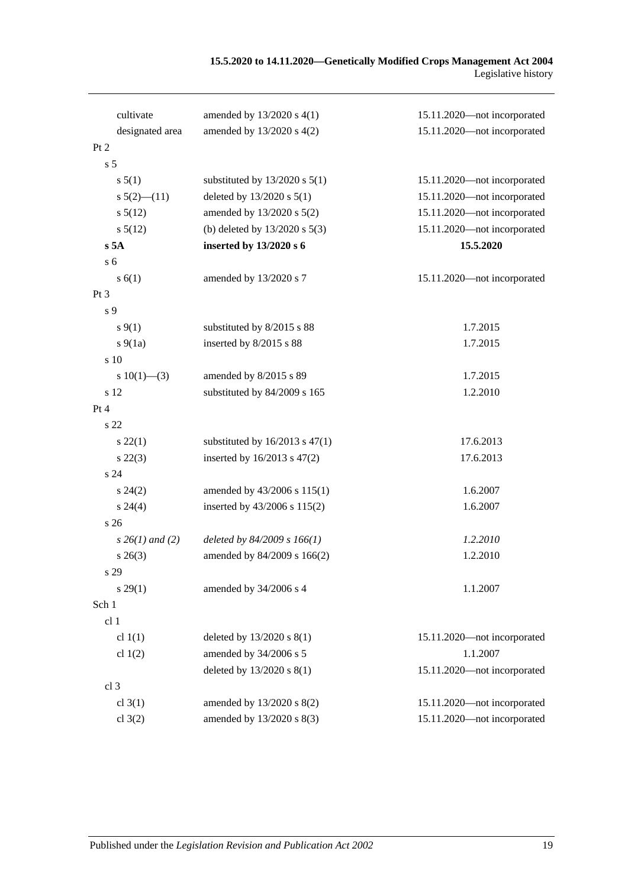| | | |
|---|---|---|
| cultivate | amended by 13/2020 s 4(1) | 15.11.2020—not incorporated |
| designated area | amended by 13/2020 s 4(2) | 15.11.2020—not incorporated |
| Pt 2 | | |
| s 5 | | |
| s 5(1) | substituted by 13/2020 s 5(1) | 15.11.2020—not incorporated |
| s 5(2)—(11) | deleted by 13/2020 s 5(1) | 15.11.2020—not incorporated |
| s 5(12) | amended by 13/2020 s 5(2) | 15.11.2020—not incorporated |
| s 5(12) | (b) deleted by 13/2020 s 5(3) | 15.11.2020—not incorporated |
| **s 5A** | **inserted by 13/2020 s 6** | **15.5.2020** |
| s 6 | | |
| s 6(1) | amended by 13/2020 s 7 | 15.11.2020—not incorporated |
| Pt 3 | | |
| s 9 | | |
| s 9(1) | substituted by 8/2015 s 88 | 1.7.2015 |
| s 9(1a) | inserted by 8/2015 s 88 | 1.7.2015 |
| s 10 | | |
| s 10(1)—(3) | amended by 8/2015 s 89 | 1.7.2015 |
| s 12 | substituted by 84/2009 s 165 | 1.2.2010 |
| Pt 4 | | |
| s 22 | | |
| s 22(1) | substituted by 16/2013 s 47(1) | 17.6.2013 |
| s 22(3) | inserted by 16/2013 s 47(2) | 17.6.2013 |
| s 24 | | |
| s 24(2) | amended by 43/2006 s 115(1) | 1.6.2007 |
| s 24(4) | inserted by 43/2006 s 115(2) | 1.6.2007 |
| s 26 | | |
| *s 26(1) and (2)* | *deleted by 84/2009 s 166(1)* | *1.2.2010* |
| s 26(3) | amended by 84/2009 s 166(2) | 1.2.2010 |
| s 29 | | |
| s 29(1) | amended by 34/2006 s 4 | 1.1.2007 |
| Sch 1 | | |
| cl 1 | | |
| cl 1(1) | deleted by 13/2020 s 8(1) | 15.11.2020—not incorporated |
| cl 1(2) | amended by 34/2006 s 5 | 1.1.2007 |
| | deleted by 13/2020 s 8(1) | 15.11.2020—not incorporated |
| cl 3 | | |
| cl 3(1) | amended by 13/2020 s 8(2) | 15.11.2020—not incorporated |
| cl 3(2) | amended by 13/2020 s 8(3) | 15.11.2020—not incorporated |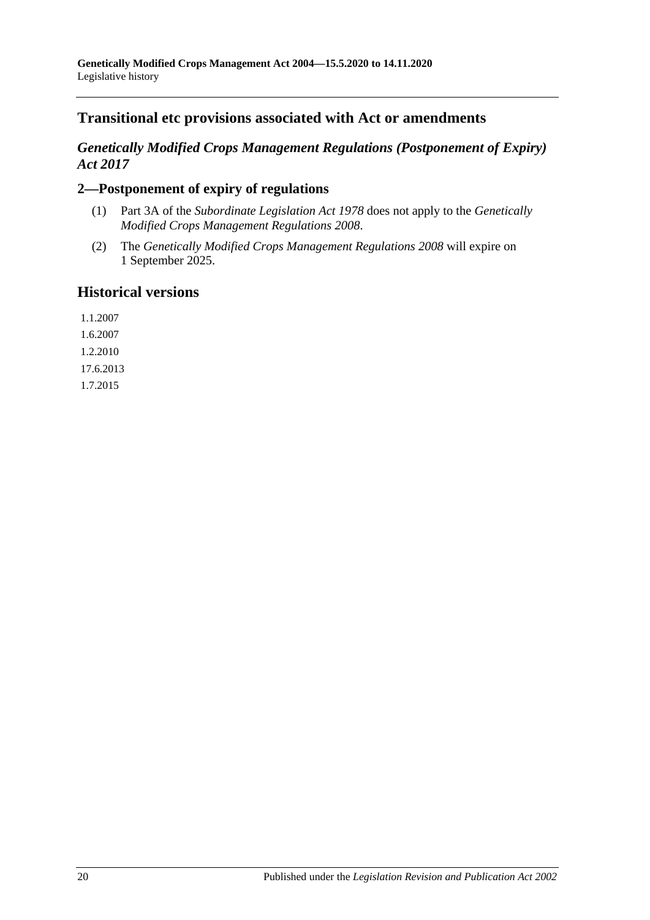## Transitional etc provisions associated with Act or amendments

### *Genetically Modified Crops Management Regulations (Postponement of Expiry) Act 2017*

### 2—Postponement of expiry of regulations

(1) Part 3A of the *Subordinate Legislation Act 1978* does not apply to the *Genetically Modified Crops Management Regulations 2008*.

(2) The *Genetically Modified Crops Management Regulations 2008* will expire on 1 September 2025.

## Historical versions

1.1.2007

1.6.2007

1.2.2010

17.6.2013

1.7.2015